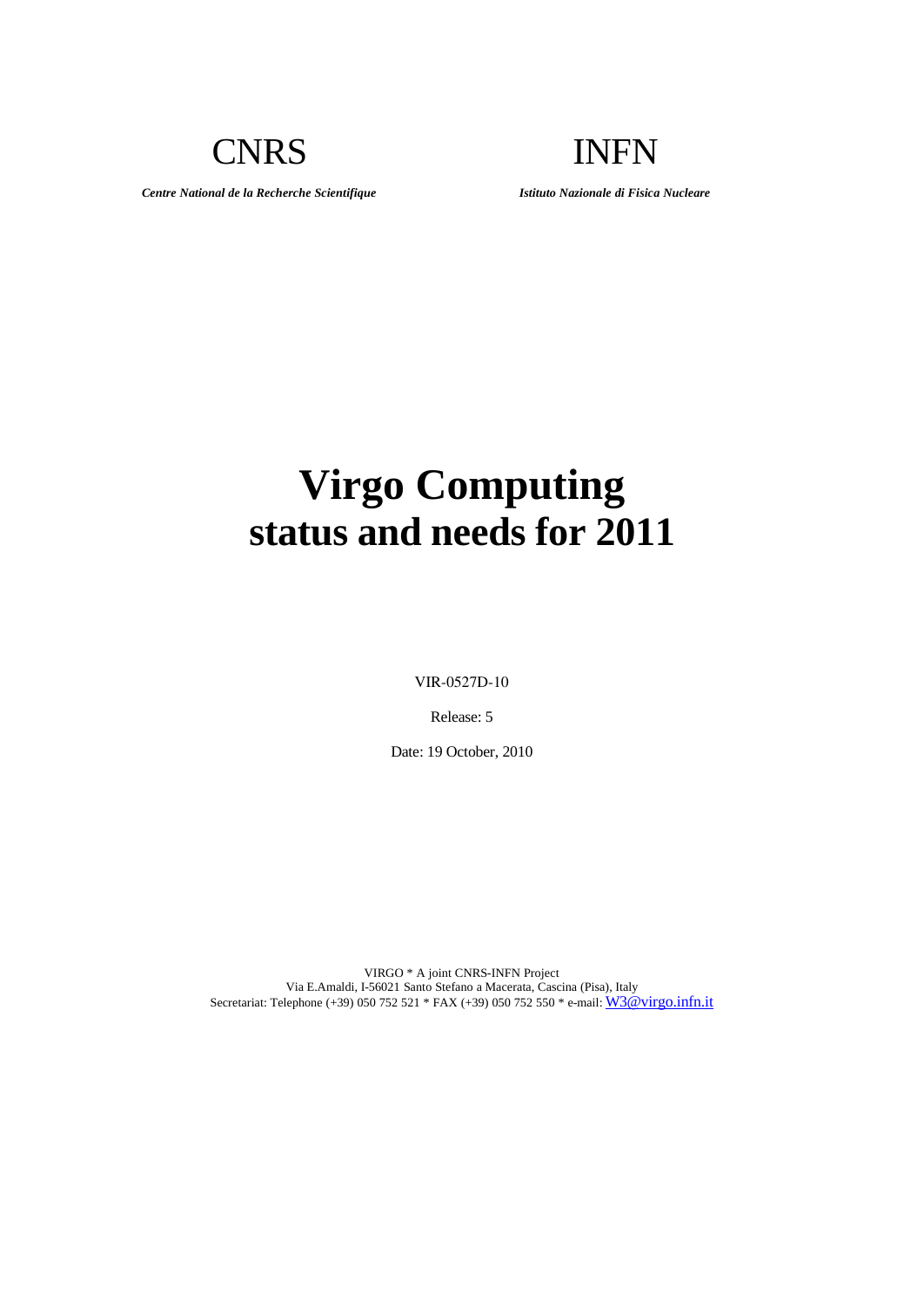CNRS

*Centre National de la Recherche Scientifique*

INFN

*Istituto Nazionale di Fisica Nucleare*

# Virgo Computing status and needs for 2011

VIR-0527D-10

Release: 5

Date: 19 October, 2010

VIRGO * A joint CNRS-INFN Project
Via E.Amaldi, I-56021 Santo Stefano a Macerata, Cascina (Pisa), Italy
Secretariat: Telephone (+39) 050 752 521 * FAX (+39) 050 752 550 * e-mail: W3@virgo.infn.it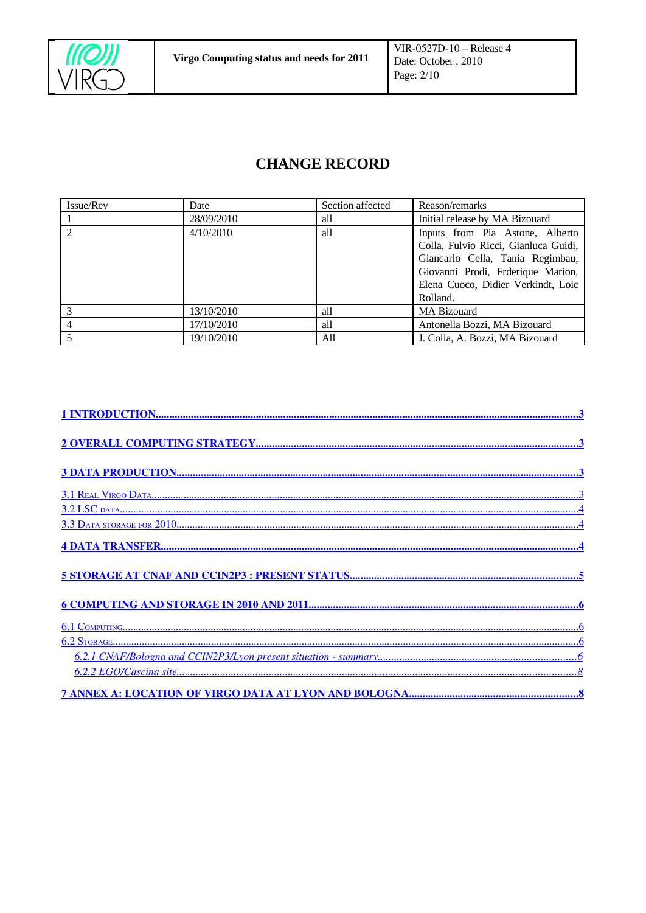# CHANGE RECORD

| Issue/Rev | Date | Section affected | Reason/remarks |
|---|---|---|---|
| 1 | 28/09/2010 | all | Initial release by MA Bizouard |
| 2 | 4/10/2010 | all | Inputs from Pia Astone, Alberto Colla, Fulvio Ricci, Gianluca Guidi, Giancarlo Cella, Tania Regimbau, Giovanni Prodi, Frderique Marion, Elena Cuoco, Didier Verkindt, Loic Rolland. |
| 3 | 13/10/2010 | all | MA Bizouard |
| 4 | 17/10/2010 | all | Antonella Bozzi, MA Bizouard |
| 5 | 19/10/2010 | All | J. Colla, A. Bozzi, MA Bizouard |

**1 INTRODUCTION** .......... 3

**2 OVERALL COMPUTING STRATEGY** .......... 3

**3 DATA PRODUCTION** .......... 3

3.1 Real Virgo Data .......... 3
3.2 LSC data .......... 4
3.3 Data storage for 2010 .......... 4

**4 DATA TRANSFER** .......... 4

**5 STORAGE AT CNAF AND CCIN2P3 : PRESENT STATUS** .......... 5

**6 COMPUTING AND STORAGE IN 2010 AND 2011** .......... 6

6.1 Computing .......... 6
6.2 Storage .......... 6
*6.2.1 CNAF/Bologna and CCIN2P3/Lyon present situation - summary* .......... 6
*6.2.2 EGO/Cascina site* .......... 8

**7 ANNEX A: LOCATION OF VIRGO DATA AT LYON AND BOLOGNA** .......... 8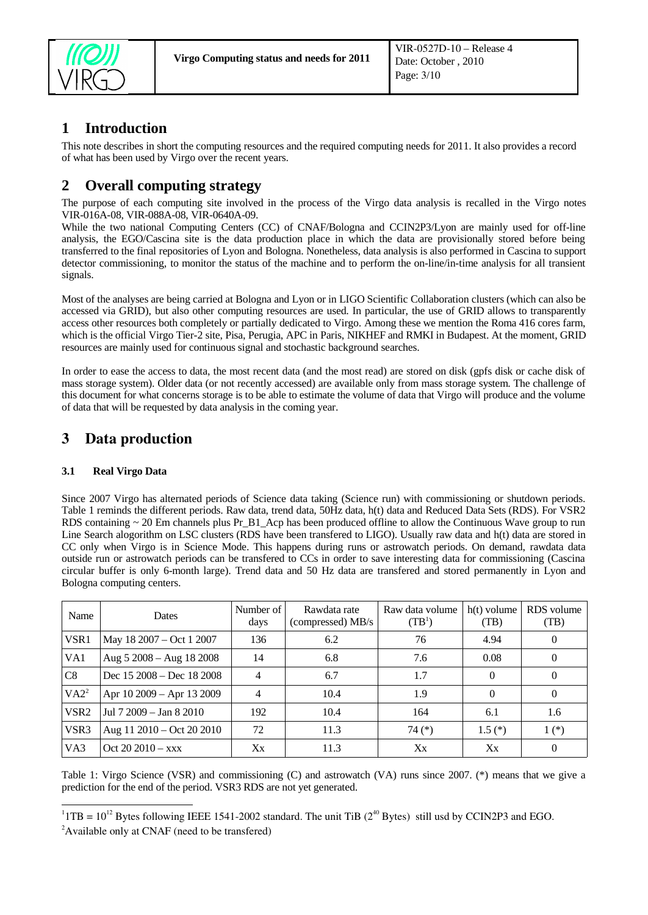# 1 Introduction

This note describes in short the computing resources and the required computing needs for 2011. It also provides a record of what has been used by Virgo over the recent years.

# 2 Overall computing strategy

The purpose of each computing site involved in the process of the Virgo data analysis is recalled in the Virgo notes VIR-016A-08, VIR-088A-08, VIR-0640A-09.

While the two national Computing Centers (CC) of CNAF/Bologna and CCIN2P3/Lyon are mainly used for off-line analysis, the EGO/Cascina site is the data production place in which the data are provisionally stored before being transferred to the final repositories of Lyon and Bologna. Nonetheless, data analysis is also performed in Cascina to support detector commissioning, to monitor the status of the machine and to perform the on-line/in-time analysis for all transient signals.

Most of the analyses are being carried at Bologna and Lyon or in LIGO Scientific Collaboration clusters (which can also be accessed via GRID), but also other computing resources are used. In particular, the use of GRID allows to transparently access other resources both completely or partially dedicated to Virgo. Among these we mention the Roma 416 cores farm, which is the official Virgo Tier-2 site, Pisa, Perugia, APC in Paris, NIKHEF and RMKI in Budapest. At the moment, GRID resources are mainly used for continuous signal and stochastic background searches.

In order to ease the access to data, the most recent data (and the most read) are stored on disk (gpfs disk or cache disk of mass storage system). Older data (or not recently accessed) are available only from mass storage system. The challenge of this document for what concerns storage is to be able to estimate the volume of data that Virgo will produce and the volume of data that will be requested by data analysis in the coming year.

# 3 Data production

### 3.1 Real Virgo Data

Since 2007 Virgo has alternated periods of Science data taking (Science run) with commissioning or shutdown periods. Table 1 reminds the different periods. Raw data, trend data, 50Hz data, h(t) data and Reduced Data Sets (RDS). For VSR2 RDS containing ~ 20 Em channels plus Pr_B1_Acp has been produced offline to allow the Continuous Wave group to run Line Search alogorithm on LSC clusters (RDS have been transfered to LIGO). Usually raw data and h(t) data are stored in CC only when Virgo is in Science Mode. This happens during runs or astrowatch periods. On demand, rawdata data outside run or astrowatch periods can be transfered to CCs in order to save interesting data for commissioning (Cascina circular buffer is only 6-month large). Trend data and 50 Hz data are transfered and stored permanently in Lyon and Bologna computing centers.

| Name | Dates | Number of days | Rawdata rate (compressed) MB/s | Raw data volume (TB[1]) | h(t) volume (TB) | RDS volume (TB) |
|---|---|---|---|---|---|---|
| VSR1 | May 18 2007 – Oct 1 2007 | 136 | 6.2 | 76 | 4.94 | 0 |
| VA1 | Aug 5 2008 – Aug 18 2008 | 14 | 6.8 | 7.6 | 0.08 | 0 |
| C8 | Dec 15 2008 – Dec 18 2008 | 4 | 6.7 | 1.7 | 0 | 0 |
| VA2[2] | Apr 10 2009 – Apr 13 2009 | 4 | 10.4 | 1.9 | 0 | 0 |
| VSR2 | Jul 7 2009 – Jan 8 2010 | 192 | 10.4 | 164 | 6.1 | 1.6 |
| VSR3 | Aug 11 2010 – Oct 20 2010 | 72 | 11.3 | 74 (*) | 1.5 (*) | 1 (*) |
| VA3 | Oct 20 2010 – xxx | Xx | 11.3 | Xx | Xx | 0 |

Table 1: Virgo Science (VSR) and commissioning (C) and astrowatch (VA) runs since 2007. (*) means that we give a prediction for the end of the period. VSR3 RDS are not yet generated.

[1] 1TB = $10^{12}$ Bytes following IEEE 1541-2002 standard. The unit TiB ($2^{40}$ Bytes) still usd by CCIN2P3 and EGO.

[2] Available only at CNAF (need to be transfered)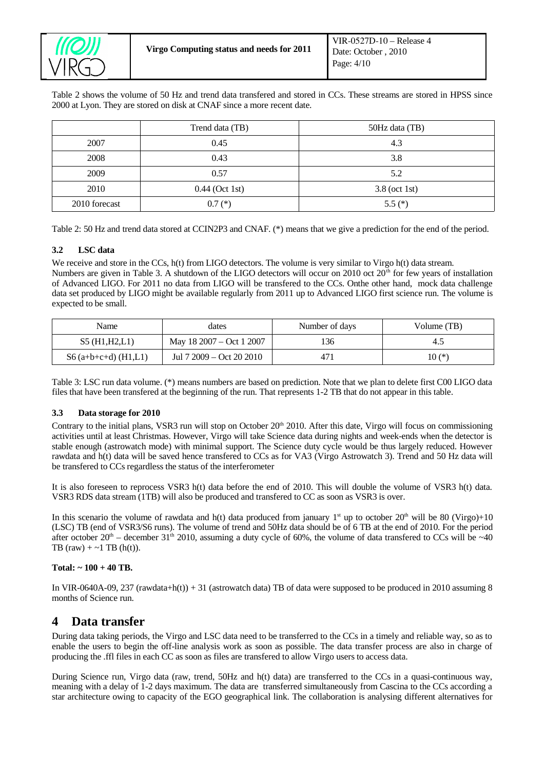Table 2 shows the volume of 50 Hz and trend data transfered and stored in CCs. These streams are stored in HPSS since 2000 at Lyon. They are stored on disk at CNAF since a more recent date.

| | Trend data (TB) | 50Hz data (TB) |
|---|---|---|
| 2007 | 0.45 | 4.3 |
| 2008 | 0.43 | 3.8 |
| 2009 | 0.57 | 5.2 |
| 2010 | 0.44 (Oct 1st) | 3.8 (oct 1st) |
| 2010 forecast | 0.7 (*) | 5.5 (*) |

Table 2: 50 Hz and trend data stored at CCIN2P3 and CNAF. (*) means that we give a prediction for the end of the period.

### 3.2 LSC data

We receive and store in the CCs, h(t) from LIGO detectors. The volume is very similar to Virgo h(t) data stream.
Numbers are given in Table 3. A shutdown of the LIGO detectors will occur on 2010 oct 20th for few years of installation of Advanced LIGO. For 2011 no data from LIGO will be transfered to the CCs. Onthe other hand, mock data challenge data set produced by LIGO might be available regularly from 2011 up to Advanced LIGO first science run. The volume is expected to be small.

| Name | dates | Number of days | Volume (TB) |
|---|---|---|---|
| S5 (H1,H2,L1) | May 18 2007 – Oct 1 2007 | 136 | 4.5 |
| S6 (a+b+c+d) (H1,L1) | Jul 7 2009 – Oct 20 2010 | 471 | 10 (*) |

Table 3: LSC run data volume. (*) means numbers are based on prediction. Note that we plan to delete first C00 LIGO data files that have been transfered at the beginning of the run. That represents 1-2 TB that do not appear in this table.

### 3.3 Data storage for 2010

Contrary to the initial plans, VSR3 run will stop on October 20th 2010. After this date, Virgo will focus on commissioning activities until at least Christmas. However, Virgo will take Science data during nights and week-ends when the detector is stable enough (astrowatch mode) with minimal support. The Science duty cycle would be thus largely reduced. However rawdata and h(t) data will be saved hence transfered to CCs as for VA3 (Virgo Astrowatch 3). Trend and 50 Hz data will be transfered to CCs regardless the status of the interferometer

It is also foreseen to reprocess VSR3 h(t) data before the end of 2010. This will double the volume of VSR3 h(t) data. VSR3 RDS data stream (1TB) will also be produced and transfered to CC as soon as VSR3 is over.

In this scenario the volume of rawdata and h(t) data produced from january 1st up to october 20th will be 80 (Virgo)+10 (LSC) TB (end of VSR3/S6 runs). The volume of trend and 50Hz data should be of 6 TB at the end of 2010. For the period after october 20th – december 31th 2010, assuming a duty cycle of 60%, the volume of data transfered to CCs will be ~40 TB (raw) + ~1 TB (h(t)).

**Total: ~ 100 + 40 TB.**

In VIR-0640A-09, 237 (rawdata+h(t)) + 31 (astrowatch data) TB of data were supposed to be produced in 2010 assuming 8 months of Science run.

# 4 Data transfer

During data taking periods, the Virgo and LSC data need to be transferred to the CCs in a timely and reliable way, so as to enable the users to begin the off-line analysis work as soon as possible. The data transfer process are also in charge of producing the .ffl files in each CC as soon as files are transfered to allow Virgo users to access data.

During Science run, Virgo data (raw, trend, 50Hz and h(t) data) are transferred to the CCs in a quasi-continuous way, meaning with a delay of 1-2 days maximum. The data are transferred simultaneously from Cascina to the CCs according a star architecture owing to capacity of the EGO geographical link. The collaboration is analysing different alternatives for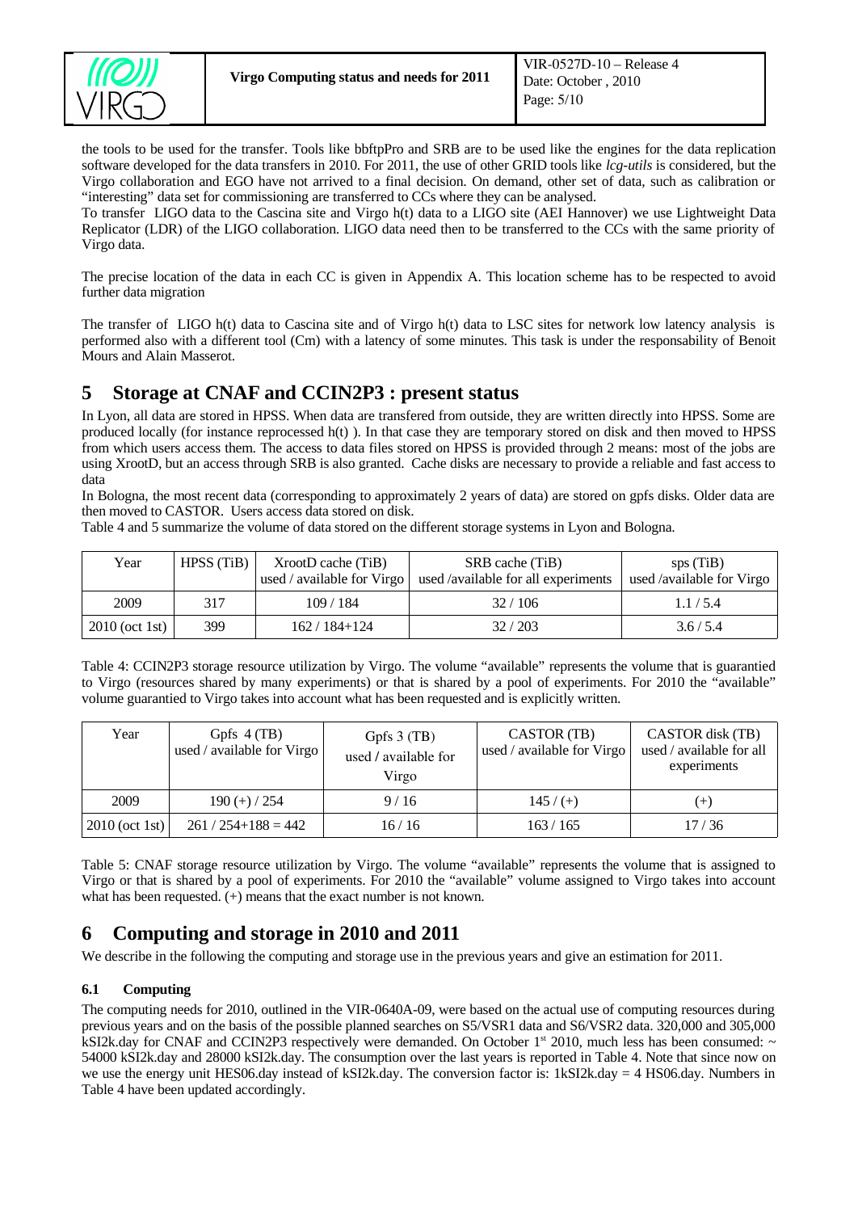the tools to be used for the transfer. Tools like bbftpPro and SRB are to be used like the engines for the data replication software developed for the data transfers in 2010. For 2011, the use of other GRID tools like *lcg-utils* is considered, but the Virgo collaboration and EGO have not arrived to a final decision. On demand, other set of data, such as calibration or "interesting" data set for commissioning are transferred to CCs where they can be analysed.

To transfer LIGO data to the Cascina site and Virgo h(t) data to a LIGO site (AEI Hannover) we use Lightweight Data Replicator (LDR) of the LIGO collaboration. LIGO data need then to be transferred to the CCs with the same priority of Virgo data.

The precise location of the data in each CC is given in Appendix A. This location scheme has to be respected to avoid further data migration

The transfer of LIGO h(t) data to Cascina site and of Virgo h(t) data to LSC sites for network low latency analysis is performed also with a different tool (Cm) with a latency of some minutes. This task is under the responsability of Benoit Mours and Alain Masserot.

# 5 Storage at CNAF and CCIN2P3 : present status

In Lyon, all data are stored in HPSS. When data are transfered from outside, they are written directly into HPSS. Some are produced locally (for instance reprocessed h(t) ). In that case they are temporary stored on disk and then moved to HPSS from which users access them. The access to data files stored on HPSS is provided through 2 means: most of the jobs are using XrootD, but an access through SRB is also granted. Cache disks are necessary to provide a reliable and fast access to data

In Bologna, the most recent data (corresponding to approximately 2 years of data) are stored on gpfs disks. Older data are then moved to CASTOR. Users access data stored on disk.

Table 4 and 5 summarize the volume of data stored on the different storage systems in Lyon and Bologna.

| Year | HPSS (TiB) | XrootD cache (TiB) used / available for Virgo | SRB cache (TiB) used /available for all experiments | sps (TiB) used /available for Virgo |
|---|---|---|---|---|
| 2009 | 317 | 109 / 184 | 32 / 106 | 1.1 / 5.4 |
| 2010 (oct 1st) | 399 | 162 / 184+124 | 32 / 203 | 3.6 / 5.4 |

Table 4: CCIN2P3 storage resource utilization by Virgo. The volume "available" represents the volume that is guarantied to Virgo (resources shared by many experiments) or that is shared by a pool of experiments. For 2010 the "available" volume guarantied to Virgo takes into account what has been requested and is explicitly written.

| Year | Gpfs 4 (TB) used / available for Virgo | Gpfs 3 (TB) used / available for Virgo | CASTOR (TB) used / available for Virgo | CASTOR disk (TB) used / available for all experiments |
|---|---|---|---|---|
| 2009 | 190 (+) / 254 | 9 / 16 | 145 / (+) | (+) |
| 2010 (oct 1st) | 261 / 254+188 = 442 | 16 / 16 | 163 / 165 | 17 / 36 |

Table 5: CNAF storage resource utilization by Virgo. The volume "available" represents the volume that is assigned to Virgo or that is shared by a pool of experiments. For 2010 the "available" volume assigned to Virgo takes into account what has been requested. (+) means that the exact number is not known.

# 6 Computing and storage in 2010 and 2011

We describe in the following the computing and storage use in the previous years and give an estimation for 2011.

### 6.1 Computing

The computing needs for 2010, outlined in the VIR-0640A-09, were based on the actual use of computing resources during previous years and on the basis of the possible planned searches on S5/VSR1 data and S6/VSR2 data. 320,000 and 305,000 kSI2k.day for CNAF and CCIN2P3 respectively were demanded. On October 1st 2010, much less has been consumed: ~ 54000 kSI2k.day and 28000 kSI2k.day. The consumption over the last years is reported in Table 4. Note that since now on we use the energy unit HES06.day instead of kSI2k.day. The conversion factor is: 1kSI2k.day = 4 HS06.day. Numbers in Table 4 have been updated accordingly.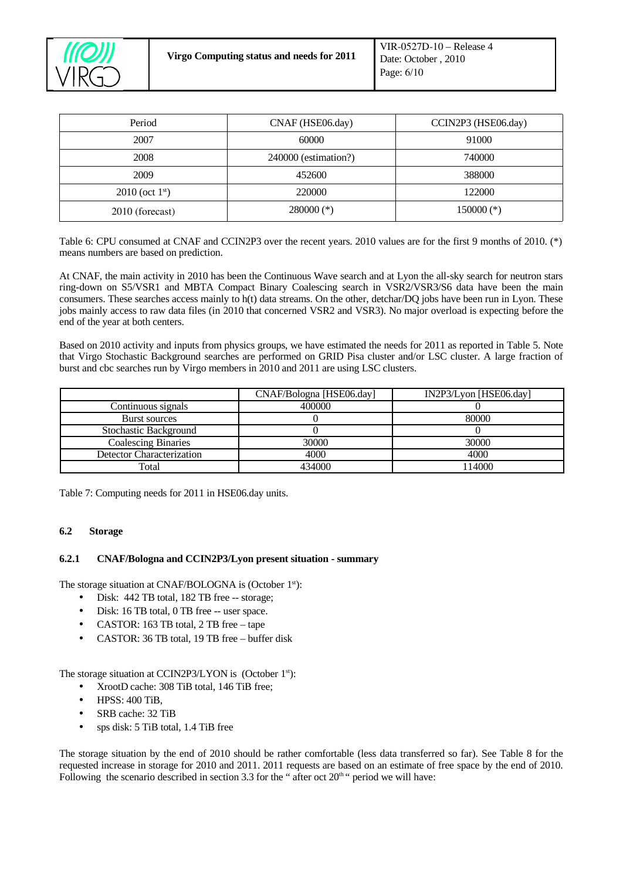| Period | CNAF (HSE06.day) | CCIN2P3 (HSE06.day) |
|---|---|---|
| 2007 | 60000 | 91000 |
| 2008 | 240000 (estimation?) | 740000 |
| 2009 | 452600 | 388000 |
| 2010 (oct 1st) | 220000 | 122000 |
| 2010 (forecast) | 280000 (*) | 150000 (*) |

Table 6: CPU consumed at CNAF and CCIN2P3 over the recent years. 2010 values are for the first 9 months of 2010. (*) means numbers are based on prediction.

At CNAF, the main activity in 2010 has been the Continuous Wave search and at Lyon the all-sky search for neutron stars ring-down on S5/VSR1 and MBTA Compact Binary Coalescing search in VSR2/VSR3/S6 data have been the main consumers. These searches access mainly to h(t) data streams. On the other, detchar/DQ jobs have been run in Lyon. These jobs mainly access to raw data files (in 2010 that concerned VSR2 and VSR3). No major overload is expecting before the end of the year at both centers.

Based on 2010 activity and inputs from physics groups, we have estimated the needs for 2011 as reported in Table 5. Note that Virgo Stochastic Background searches are performed on GRID Pisa cluster and/or LSC cluster. A large fraction of burst and cbc searches run by Virgo members in 2010 and 2011 are using LSC clusters.

| | CNAF/Bologna [HSE06.day] | IN2P3/Lyon [HSE06.day] |
|---|---|---|
| Continuous signals | 400000 | 0 |
| Burst sources | 0 | 80000 |
| Stochastic Background | 0 | 0 |
| Coalescing Binaries | 30000 | 30000 |
| Detector Characterization | 4000 | 4000 |
| Total | 434000 | 114000 |

Table 7: Computing needs for 2011 in HSE06.day units.

### 6.2 Storage

#### 6.2.1 CNAF/Bologna and CCIN2P3/Lyon present situation - summary

The storage situation at CNAF/BOLOGNA is (October 1st):

- Disk: 442 TB total, 182 TB free -- storage;
- Disk: 16 TB total, 0 TB free -- user space.
- CASTOR: 163 TB total, 2 TB free – tape
- CASTOR: 36 TB total, 19 TB free – buffer disk

The storage situation at CCIN2P3/LYON is (October 1st):

- XrootD cache: 308 TiB total, 146 TiB free;
- HPSS: 400 TiB,
- SRB cache: 32 TiB
- sps disk: 5 TiB total, 1.4 TiB free

The storage situation by the end of 2010 should be rather comfortable (less data transferred so far). See Table 8 for the requested increase in storage for 2010 and 2011. 2011 requests are based on an estimate of free space by the end of 2010. Following the scenario described in section 3.3 for the " after oct 20th " period we will have: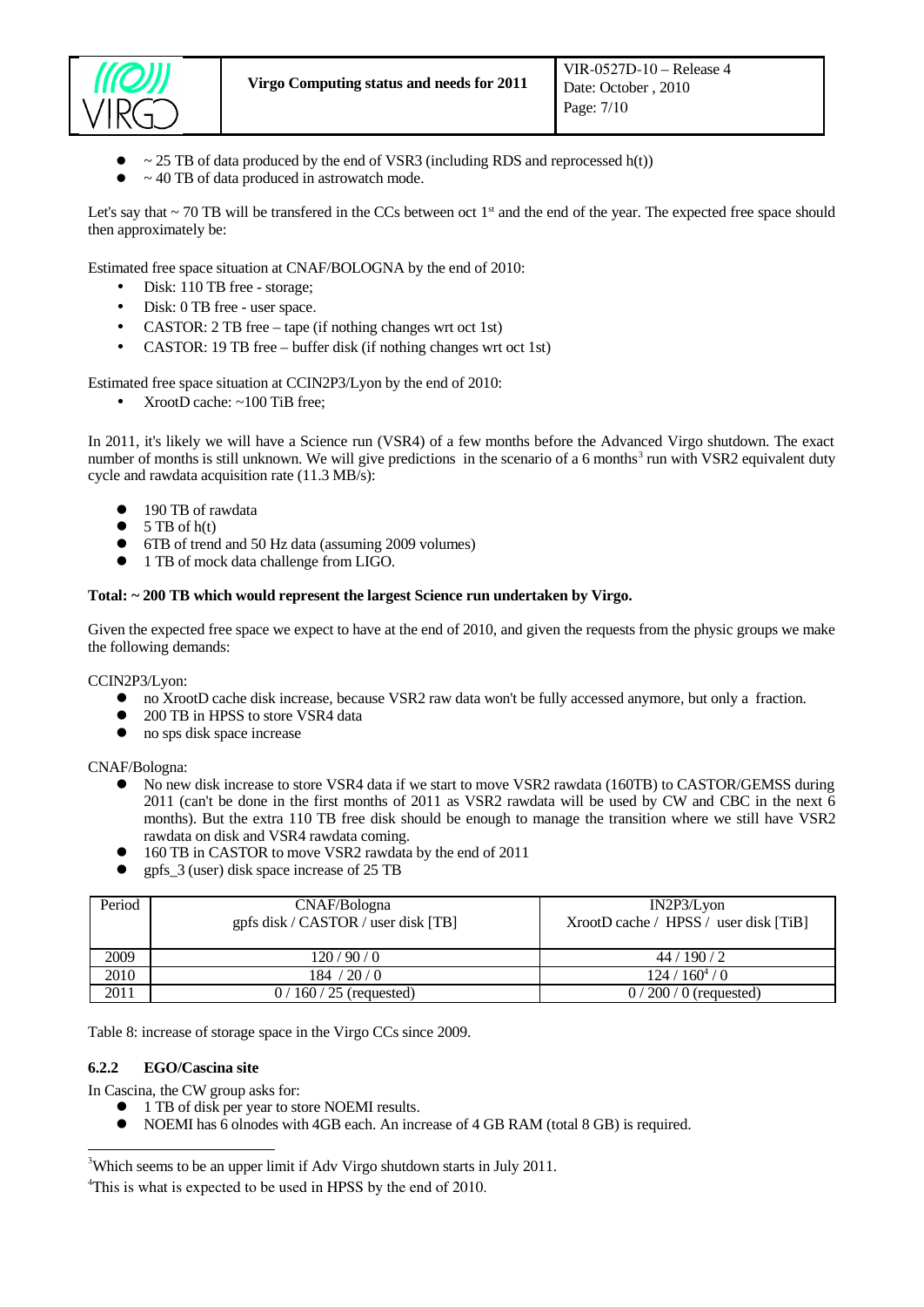- ~ 25 TB of data produced by the end of VSR3 (including RDS and reprocessed h(t))
- ~ 40 TB of data produced in astrowatch mode.

Let's say that ~ 70 TB will be transfered in the CCs between oct 1st and the end of the year. The expected free space should then approximately be:

Estimated free space situation at CNAF/BOLOGNA by the end of 2010:

- Disk: 110 TB free - storage;
- Disk: 0 TB free - user space.
- CASTOR: 2 TB free – tape (if nothing changes wrt oct 1st)
- CASTOR: 19 TB free – buffer disk (if nothing changes wrt oct 1st)

Estimated free space situation at CCIN2P3/Lyon by the end of 2010:

- XrootD cache: ~100 TiB free;

In 2011, it's likely we will have a Science run (VSR4) of a few months before the Advanced Virgo shutdown. The exact number of months is still unknown. We will give predictions in the scenario of a 6 months[3] run with VSR2 equivalent duty cycle and rawdata acquisition rate (11.3 MB/s):

- 190 TB of rawdata
- 5 TB of h(t)
- 6TB of trend and 50 Hz data (assuming 2009 volumes)
- 1 TB of mock data challenge from LIGO.

**Total: ~ 200 TB which would represent the largest Science run undertaken by Virgo.**

Given the expected free space we expect to have at the end of 2010, and given the requests from the physic groups we make the following demands:

CCIN2P3/Lyon:

- no XrootD cache disk increase, because VSR2 raw data won't be fully accessed anymore, but only a fraction.
- 200 TB in HPSS to store VSR4 data
- no sps disk space increase

CNAF/Bologna:

- No new disk increase to store VSR4 data if we start to move VSR2 rawdata (160TB) to CASTOR/GEMSS during 2011 (can't be done in the first months of 2011 as VSR2 rawdata will be used by CW and CBC in the next 6 months). But the extra 110 TB free disk should be enough to manage the transition where we still have VSR2 rawdata on disk and VSR4 rawdata coming.
- 160 TB in CASTOR to move VSR2 rawdata by the end of 2011
- gpfs_3 (user) disk space increase of 25 TB

| Period | CNAF/Bologna gpfs disk / CASTOR / user disk [TB] | IN2P3/Lyon XrootD cache / HPSS / user disk [TiB] |
|---|---|---|
| 2009 | 120 / 90 / 0 | 44 / 190 / 2 |
| 2010 | 184 / 20 / 0 | 124 / 160[4] / 0 |
| 2011 | 0 / 160 / 25 (requested) | 0 / 200 / 0 (requested) |

Table 8: increase of storage space in the Virgo CCs since 2009.

### 6.2.2 EGO/Cascina site

In Cascina, the CW group asks for:

- 1 TB of disk per year to store NOEMI results.
- NOEMI has 6 olnodes with 4GB each. An increase of 4 GB RAM (total 8 GB) is required.

---

[3] Which seems to be an upper limit if Adv Virgo shutdown starts in July 2011.

[4] This is what is expected to be used in HPSS by the end of 2010.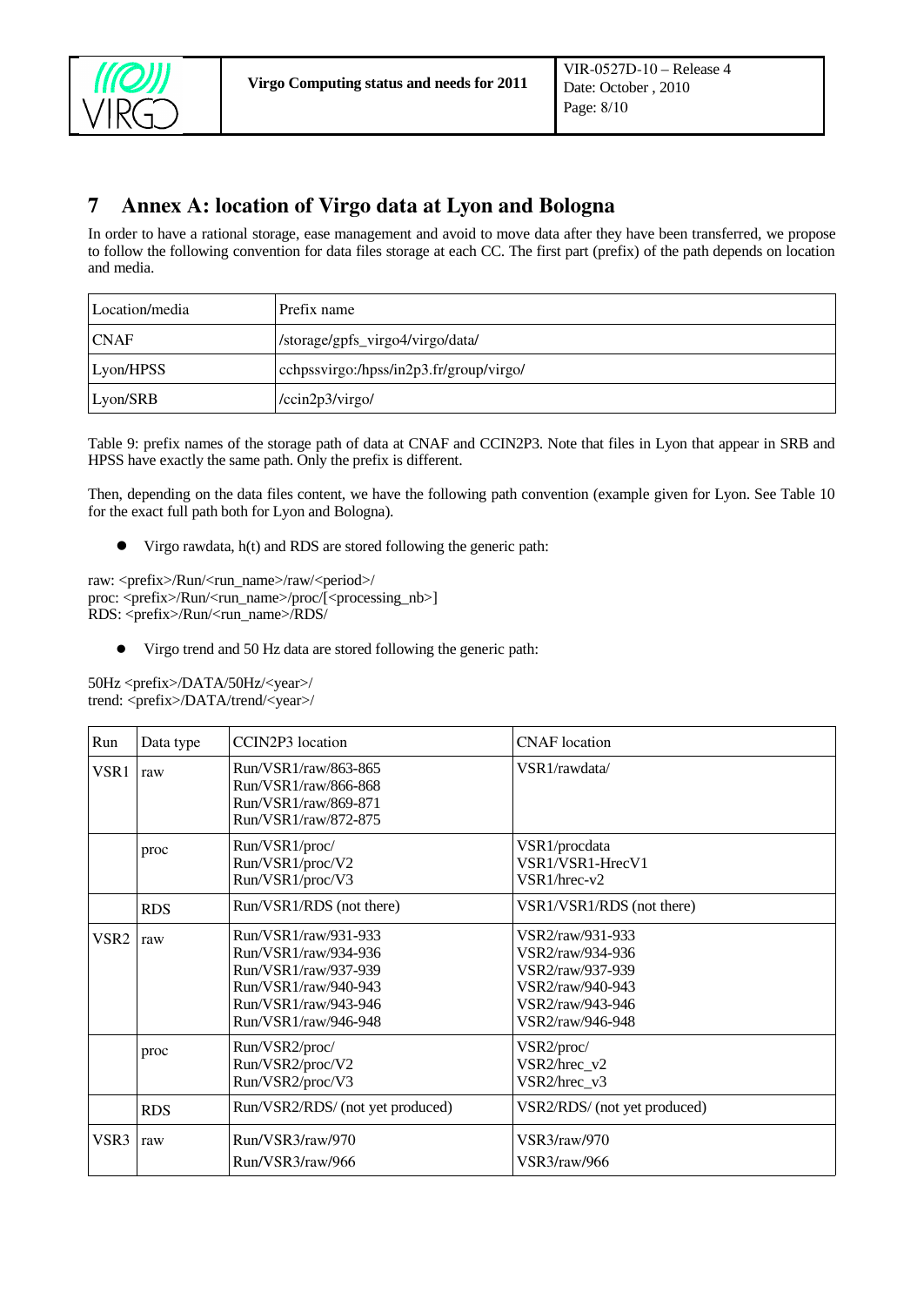# 7 Annex A: location of Virgo data at Lyon and Bologna

In order to have a rational storage, ease management and avoid to move data after they have been transferred, we propose to follow the following convention for data files storage at each CC. The first part (prefix) of the path depends on location and media.

| Location/media | Prefix name |
|---|---|
| CNAF | /storage/gpfs_virgo4/virgo/data/ |
| Lyon/HPSS | cchpssvirgo:/hpss/in2p3.fr/group/virgo/ |
| Lyon/SRB | /ccin2p3/virgo/ |

Table 9: prefix names of the storage path of data at CNAF and CCIN2P3. Note that files in Lyon that appear in SRB and HPSS have exactly the same path. Only the prefix is different.

Then, depending on the data files content, we have the following path convention (example given for Lyon. See Table 10 for the exact full path both for Lyon and Bologna).

- Virgo rawdata, h(t) and RDS are stored following the generic path:

raw: <prefix>/Run/<run_name>/raw/<period>/
proc: <prefix>/Run/<run_name>/proc/[<processing_nb>]
RDS: <prefix>/Run/<run_name>/RDS/

- Virgo trend and 50 Hz data are stored following the generic path:

50Hz <prefix>/DATA/50Hz/<year>/
trend: <prefix>/DATA/trend/<year>/

| Run | Data type | CCIN2P3 location | CNAF location |
|---|---|---|---|
| VSR1 | raw | Run/VSR1/raw/863-865<br>Run/VSR1/raw/866-868<br>Run/VSR1/raw/869-871<br>Run/VSR1/raw/872-875 | VSR1/rawdata/ |
| | proc | Run/VSR1/proc/<br>Run/VSR1/proc/V2<br>Run/VSR1/proc/V3 | VSR1/procdata<br>VSR1/VSR1-HrecV1<br>VSR1/hrec-v2 |
| | RDS | Run/VSR1/RDS (not there) | VSR1/VSR1/RDS (not there) |
| VSR2 | raw | Run/VSR1/raw/931-933<br>Run/VSR1/raw/934-936<br>Run/VSR1/raw/937-939<br>Run/VSR1/raw/940-943<br>Run/VSR1/raw/943-946<br>Run/VSR1/raw/946-948 | VSR2/raw/931-933<br>VSR2/raw/934-936<br>VSR2/raw/937-939<br>VSR2/raw/940-943<br>VSR2/raw/943-946<br>VSR2/raw/946-948 |
| | proc | Run/VSR2/proc/<br>Run/VSR2/proc/V2<br>Run/VSR2/proc/V3 | VSR2/proc/<br>VSR2/hrec_v2<br>VSR2/hrec_v3 |
| | RDS | Run/VSR2/RDS/ (not yet produced) | VSR2/RDS/ (not yet produced) |
| VSR3 | raw | Run/VSR3/raw/970<br>Run/VSR3/raw/966 | VSR3/raw/970<br>VSR3/raw/966 |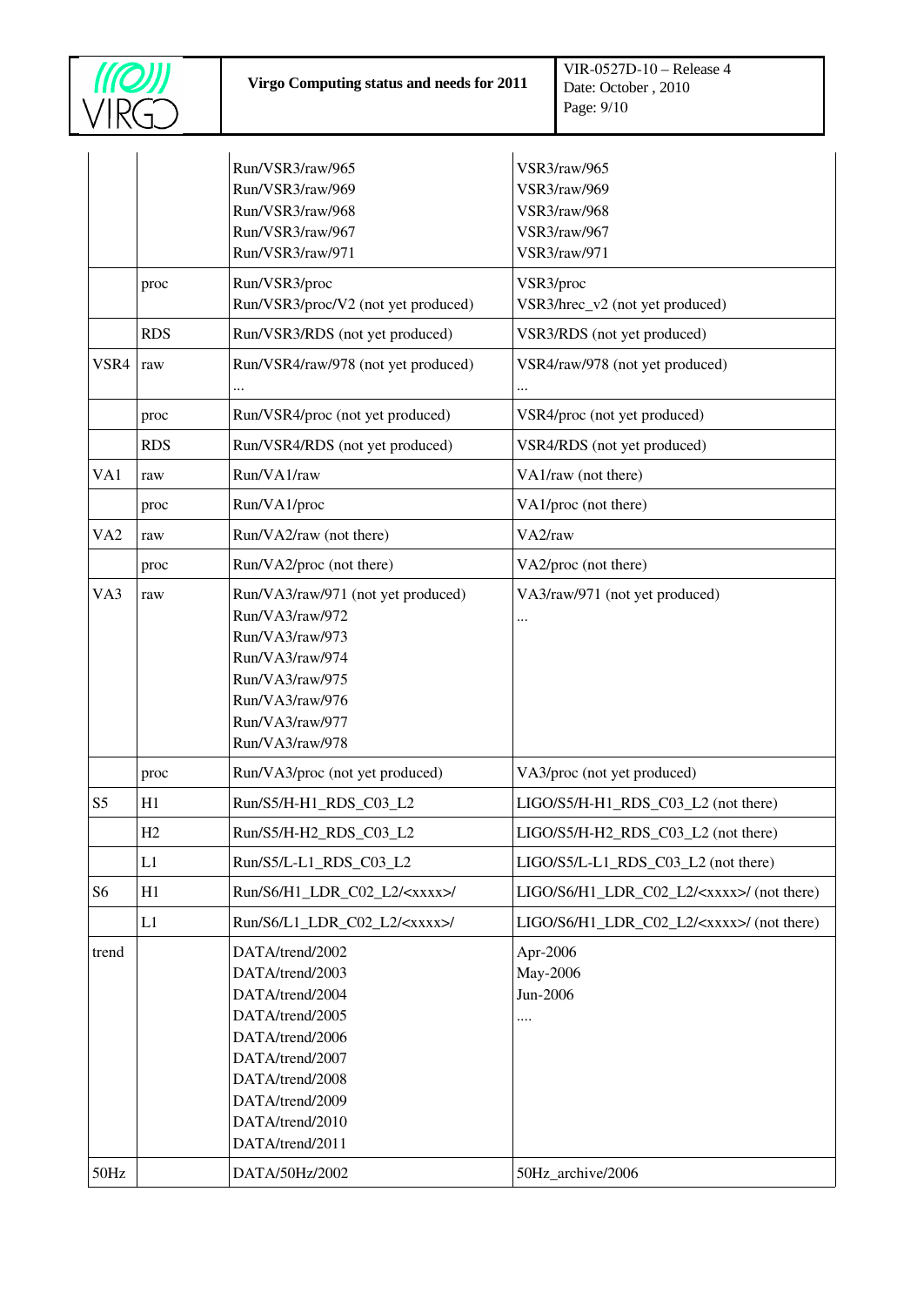| | | | |
|---|---|---|---|
| | | Run/VSR3/raw/965<br>Run/VSR3/raw/969<br>Run/VSR3/raw/968<br>Run/VSR3/raw/967<br>Run/VSR3/raw/971 | VSR3/raw/965<br>VSR3/raw/969<br>VSR3/raw/968<br>VSR3/raw/967<br>VSR3/raw/971 |
| | proc | Run/VSR3/proc<br>Run/VSR3/proc/V2 (not yet produced) | VSR3/proc<br>VSR3/hrec_v2 (not yet produced) |
| | RDS | Run/VSR3/RDS (not yet produced) | VSR3/RDS (not yet produced) |
| VSR4 | raw | Run/VSR4/raw/978 (not yet produced)<br>… | VSR4/raw/978 (not yet produced)<br>… |
| | proc | Run/VSR4/proc (not yet produced) | VSR4/proc (not yet produced) |
| | RDS | Run/VSR4/RDS (not yet produced) | VSR4/RDS (not yet produced) |
| VA1 | raw | Run/VA1/raw | VA1/raw (not there) |
| | proc | Run/VA1/proc | VA1/proc (not there) |
| VA2 | raw | Run/VA2/raw (not there) | VA2/raw |
| | proc | Run/VA2/proc (not there) | VA2/proc (not there) |
| VA3 | raw | Run/VA3/raw/971 (not yet produced)<br>Run/VA3/raw/972<br>Run/VA3/raw/973<br>Run/VA3/raw/974<br>Run/VA3/raw/975<br>Run/VA3/raw/976<br>Run/VA3/raw/977<br>Run/VA3/raw/978 | VA3/raw/971 (not yet produced)<br>… |
| | proc | Run/VA3/proc (not yet produced) | VA3/proc (not yet produced) |
| S5 | H1 | Run/S5/H-H1_RDS_C03_L2 | LIGO/S5/H-H1_RDS_C03_L2 (not there) |
| | H2 | Run/S5/H-H2_RDS_C03_L2 | LIGO/S5/H-H2_RDS_C03_L2 (not there) |
| | L1 | Run/S5/L-L1_RDS_C03_L2 | LIGO/S5/L-L1_RDS_C03_L2 (not there) |
| S6 | H1 | Run/S6/H1_LDR_C02_L2/<xxxx>/ | LIGO/S6/H1_LDR_C02_L2/<xxxx>/ (not there) |
| | L1 | Run/S6/L1_LDR_C02_L2/<xxxx>/ | LIGO/S6/H1_LDR_C02_L2/<xxxx>/ (not there) |
| trend | | DATA/trend/2002<br>DATA/trend/2003<br>DATA/trend/2004<br>DATA/trend/2005<br>DATA/trend/2006<br>DATA/trend/2007<br>DATA/trend/2008<br>DATA/trend/2009<br>DATA/trend/2010<br>DATA/trend/2011 | Apr-2006<br>May-2006<br>Jun-2006<br>…. |
| 50Hz | | DATA/50Hz/2002 | 50Hz_archive/2006 |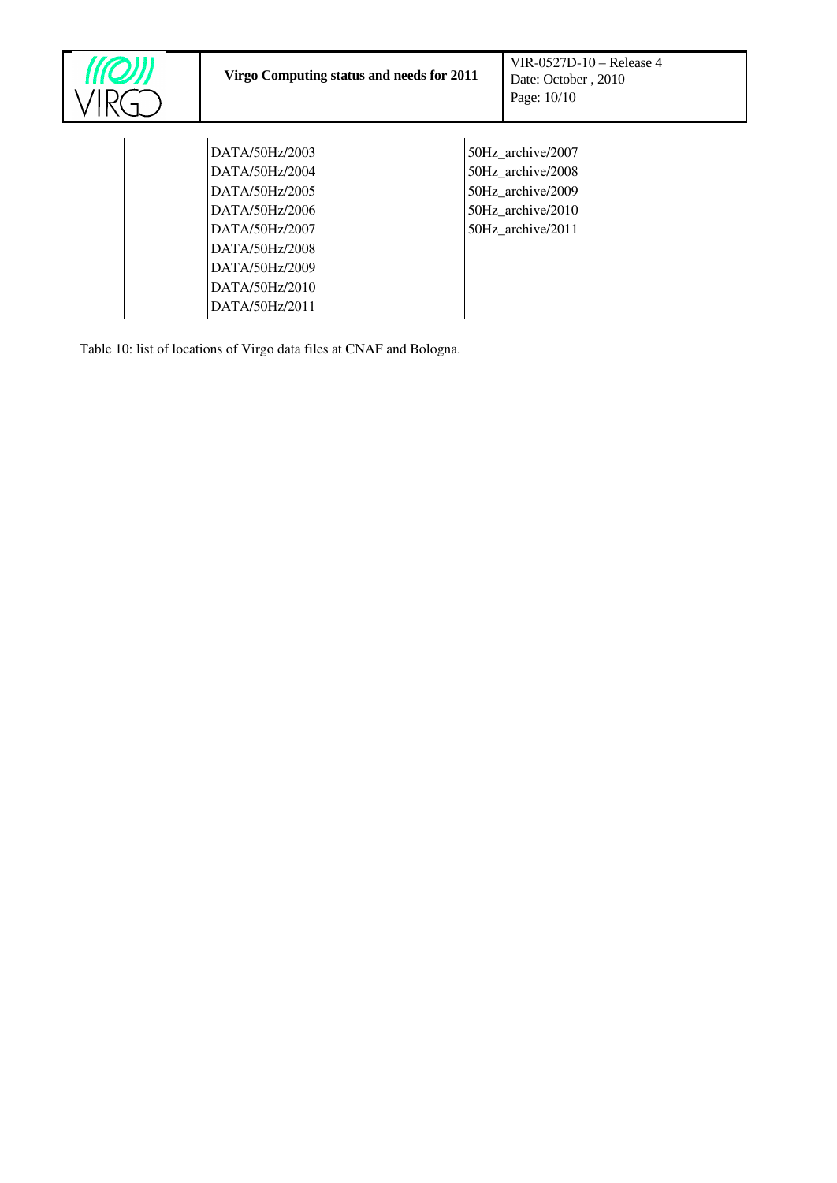| | | | |
|---|---|---|---|
| | | DATA/50Hz/2003 | 50Hz_archive/2007 |
| | | DATA/50Hz/2004 | 50Hz_archive/2008 |
| | | DATA/50Hz/2005 | 50Hz_archive/2009 |
| | | DATA/50Hz/2006 | 50Hz_archive/2010 |
| | | DATA/50Hz/2007 | 50Hz_archive/2011 |
| | | DATA/50Hz/2008 | |
| | | DATA/50Hz/2009 | |
| | | DATA/50Hz/2010 | |
| | | DATA/50Hz/2011 | |

Table 10: list of locations of Virgo data files at CNAF and Bologna.